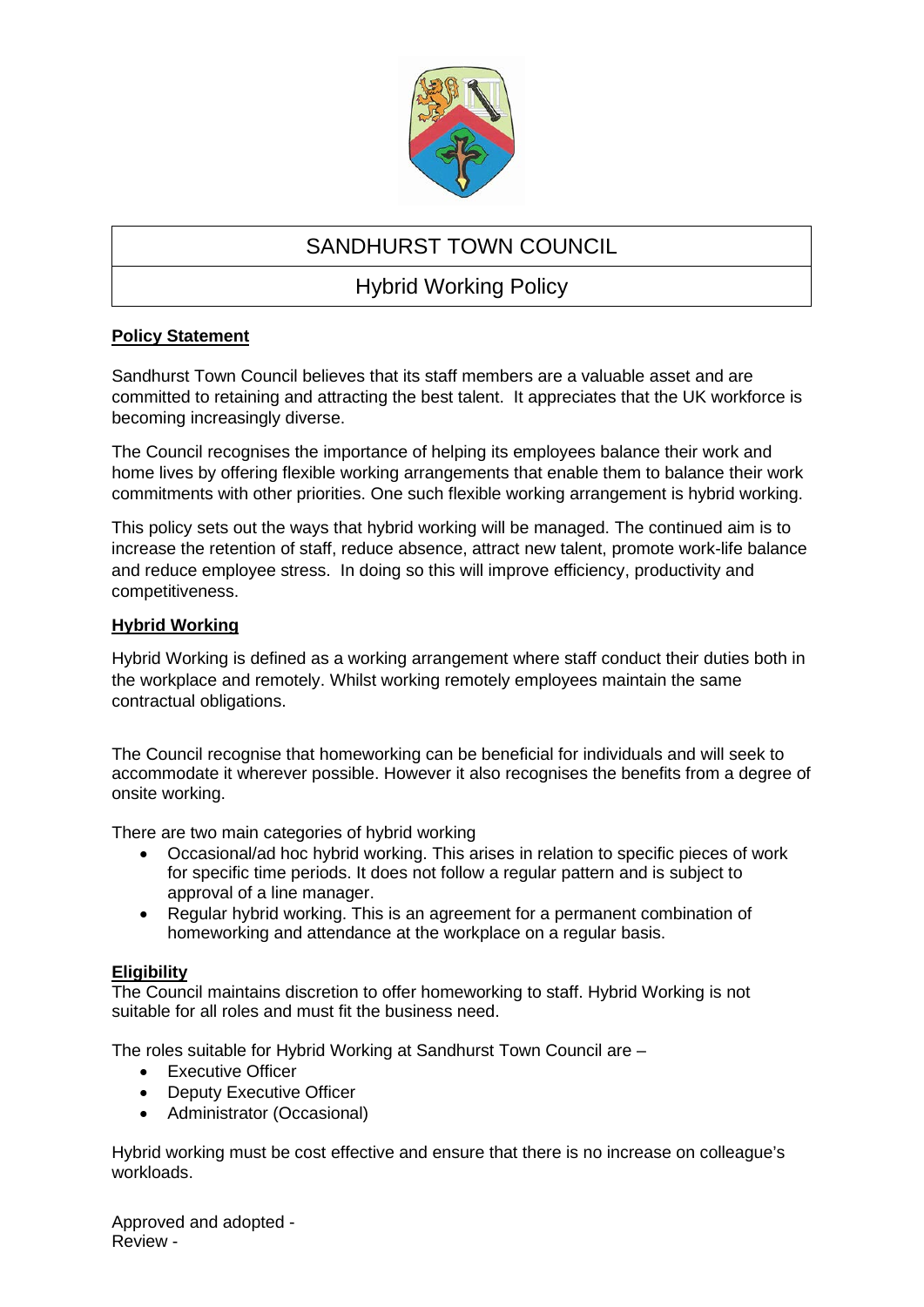# SANDHURST TOWN COUNCIL

## Hybrid Working Policy

**Policy Statement**

Sandhurst Town Council believes that its staff members are a valuable asset and are committed to retaining and attracting the best talent. It appreciates that the UK workforce is becoming increasingly diverse.

The Council recognises the importance of helping its employees balance their work and home lives by offering flexible working arrangements that enable them to balance their work commitments with other priorities. One such flexible working arrangement is hybrid working.

This policy sets out the ways that hybrid working will be managed. The continued aim is to increase the retention of staff, reduce absence, attract new talent, promote work-life balance and reduce employee stress. In doing so this will improve efficiency, productivity and competitiveness.

**Hybrid Working**

Hybrid Working is defined as a working arrangement where staff conduct their duties both in the workplace and remotely. Whilst working remotely employees maintain the same contractual obligations.

The Council recognise that homeworking can be beneficial for individuals and will seek to accommodate it wherever possible. However it also recognises the benefits from a degree of onsite working.

There are two main categories of hybrid working

- Occasional/ad hoc hybrid working. This arises in relation to specific pieces of work for specific time periods. It does not follow a regular pattern and is subject to approval of a line manager.
- Regular hybrid working. This is an agreement for a permanent combination of homeworking and attendance at the workplace on a regular basis.

**Eligibility**

The Council maintains discretion to offer homeworking to staff. Hybrid Working is not suitable for all roles and must fit the business need.

The roles suitable for Hybrid Working at Sandhurst Town Council are –

- Executive Officer
- Deputy Executive Officer
- Administrator (Occasional)

Hybrid working must be cost effective and ensure that there is no increase on colleague's workloads.

Approved and adopted -
Review -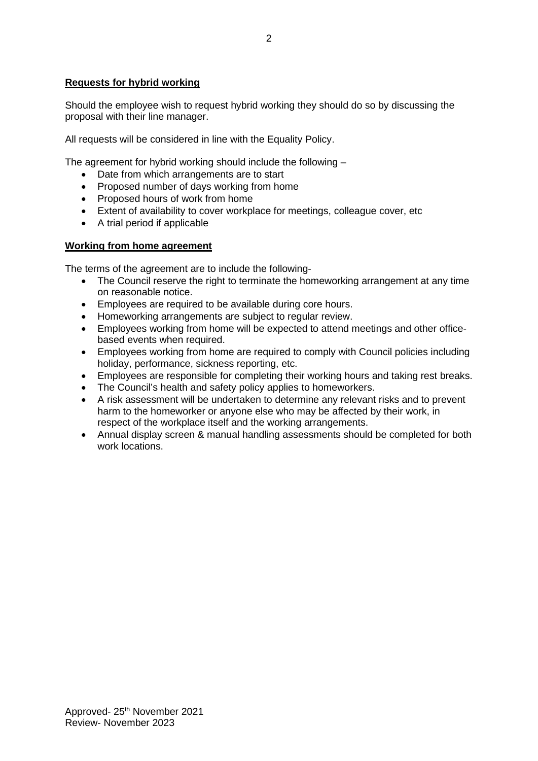**Requests for hybrid working**

Should the employee wish to request hybrid working they should do so by discussing the proposal with their line manager.

All requests will be considered in line with the Equality Policy.

The agreement for hybrid working should include the following –

- Date from which arrangements are to start
- Proposed number of days working from home
- Proposed hours of work from home
- Extent of availability to cover workplace for meetings, colleague cover, etc
- A trial period if applicable

**Working from home agreement**

The terms of the agreement are to include the following-

- The Council reserve the right to terminate the homeworking arrangement at any time on reasonable notice.
- Employees are required to be available during core hours.
- Homeworking arrangements are subject to regular review.
- Employees working from home will be expected to attend meetings and other office-based events when required.
- Employees working from home are required to comply with Council policies including holiday, performance, sickness reporting, etc.
- Employees are responsible for completing their working hours and taking rest breaks.
- The Council's health and safety policy applies to homeworkers.
- A risk assessment will be undertaken to determine any relevant risks and to prevent harm to the homeworker or anyone else who may be affected by their work, in respect of the workplace itself and the working arrangements.
- Annual display screen & manual handling assessments should be completed for both work locations.

Approved- 25th November 2021
Review- November 2023